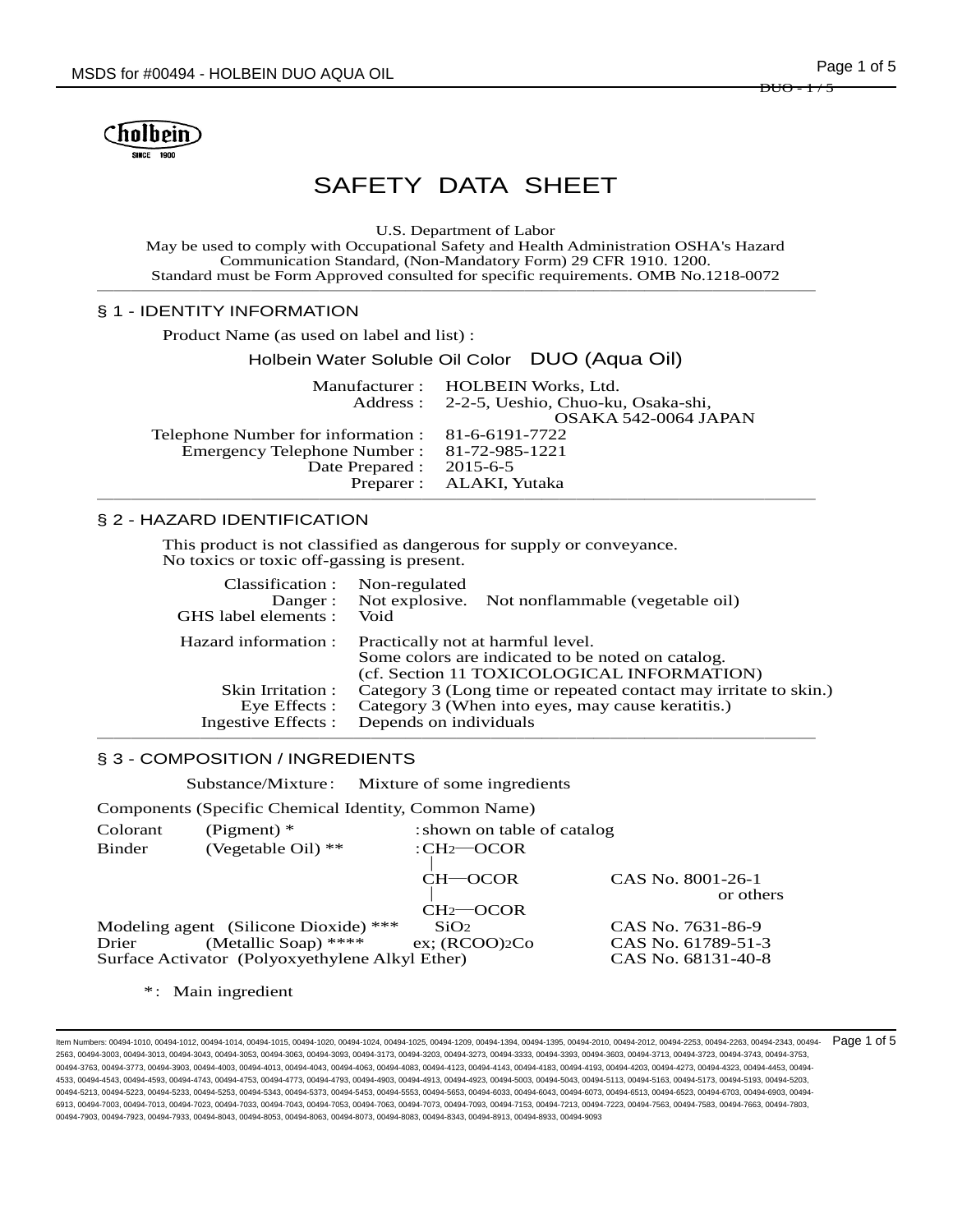holbein
SINCE 1900

# SAFETY DATA SHEET

U.S. Department of Labor
May be used to comply with Occupational Safety and Health Administration OSHA's Hazard Communication Standard, (Non-Mandatory Form) 29 CFR 1910. 1200.
Standard must be Form Approved consulted for specific requirements. OMB No.1218-0072

## § 1 - IDENTITY INFORMATION

Product Name (as used on label and list) :

Holbein Water Soluble Oil Color DUO (Aqua Oil)

Manufacturer : HOLBEIN Works, Ltd.
Address : 2-2-5, Ueshio, Chuo-ku, Osaka-shi, OSAKA 542-0064 JAPAN
Telephone Number for information : 81-6-6191-7722
Emergency Telephone Number : 81-72-985-1221
Date Prepared : 2015-6-5
Preparer : ALAKI, Yutaka

## § 2 - HAZARD IDENTIFICATION

This product is not classified as dangerous for supply or conveyance.
No toxics or toxic off-gassing is present.

Classification : Non-regulated
Danger : Not explosive. Not nonflammable (vegetable oil)
GHS label elements : Void

Hazard information : Practically not at harmful level.
Some colors are indicated to be noted on catalog.
(cf. Section 11 TOXICOLOGICAL INFORMATION)
Skin Irritation : Category 3 (Long time or repeated contact may irritate to skin.)
Eye Effects : Category 3 (When into eyes, may cause keratitis.)
Ingestive Effects : Depends on individuals

## § 3 - COMPOSITION / INGREDIENTS

Substance/Mixture : Mixture of some ingredients

Components (Specific Chemical Identity, Common Name)

| Component | Common Name | Formula | CAS No. |
|---|---|---|---|
| Colorant | (Pigment) * | : shown on table of catalog | |
| Binder | (Vegetable Oil) ** | : $CH_2$—OCOR / \| / CH—OCOR / \| / $CH_2$—OCOR | CAS No. 8001-26-1 or others |
| Modeling agent | (Silicone Dioxide) *** | $SiO_2$ | CAS No. 7631-86-9 |
| Drier | (Metallic Soap) **** | ex; $(RCOO)_2Co$ | CAS No. 61789-51-3 |
| Surface Activator | (Polyoxyethylene Alkyl Ether) | | CAS No. 68131-40-8 |

* : Main ingredient

Item Numbers: 00494-1010, 00494-1012, 00494-1014, 00494-1015, 00494-1020, 00494-1024, 00494-1025, 00494-1209, 00494-1394, 00494-1395, 00494-2010, 00494-2012, 00494-2253, 00494-2263, 00494-2343, 00494-2563, 00494-3003, 00494-3013, 00494-3043, 00494-3053, 00494-3063, 00494-3093, 00494-3173, 00494-3203, 00494-3273, 00494-3333, 00494-3393, 00494-3603, 00494-3713, 00494-3723, 00494-3743, 00494-3753, 00494-3763, 00494-3773, 00494-3903, 00494-4003, 00494-4013, 00494-4043, 00494-4063, 00494-4083, 00494-4123, 00494-4143, 00494-4183, 00494-4193, 00494-4203, 00494-4273, 00494-4323, 00494-4453, 00494-4533, 00494-4543, 00494-4593, 00494-4743, 00494-4753, 00494-4773, 00494-4793, 00494-4903, 00494-4913, 00494-4923, 00494-5003, 00494-5043, 00494-5113, 00494-5163, 00494-5173, 00494-5193, 00494-5203, 00494-5213, 00494-5223, 00494-5233, 00494-5253, 00494-5343, 00494-5373, 00494-5453, 00494-5553, 00494-5653, 00494-6033, 00494-6043, 00494-6073, 00494-6513, 00494-6523, 00494-6703, 00494-6903, 00494-6913, 00494-7003, 00494-7013, 00494-7023, 00494-7033, 00494-7043, 00494-7053, 00494-7063, 00494-7073, 00494-7093, 00494-7153, 00494-7213, 00494-7223, 00494-7563, 00494-7583, 00494-7663, 00494-7803, 00494-7903, 00494-7923, 00494-7933, 00494-8043, 00494-8053, 00494-8063, 00494-8073, 00494-8083, 00494-8343, 00494-8913, 00494-8933, 00494-9093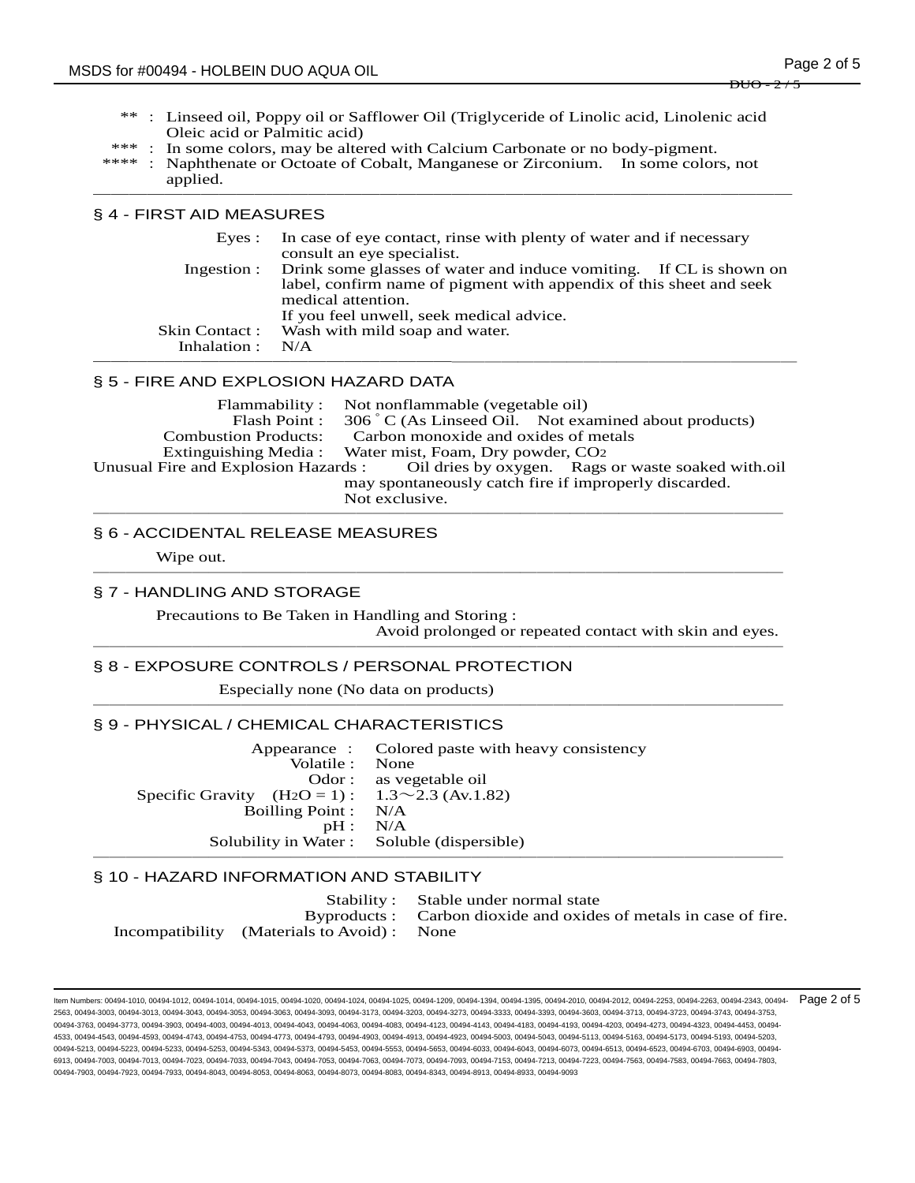** : Linseed oil, Poppy oil or Safflower Oil (Triglyceride of Linolic acid, Linolenic acid Oleic acid or Palmitic acid)

*** : In some colors, may be altered with Calcium Carbonate or no body-pigment.

**** : Naphthenate or Octoate of Cobalt, Manganese or Zirconium. In some colors, not applied.

## § 4 - FIRST AID MEASURES

Eyes : In case of eye contact, rinse with plenty of water and if necessary consult an eye specialist.

Ingestion : Drink some glasses of water and induce vomiting. If CL is shown on label, confirm name of pigment with appendix of this sheet and seek medical attention.
If you feel unwell, seek medical advice.

Skin Contact : Wash with mild soap and water.

Inhalation : N/A

## § 5 - FIRE AND EXPLOSION HAZARD DATA

Flammability : Not nonflammable (vegetable oil)

Flash Point : 306 ° C (As Linseed Oil. Not examined about products)

Combustion Products: Carbon monoxide and oxides of metals

Extinguishing Media : Water mist, Foam, Dry powder, $CO_2$

Unusual Fire and Explosion Hazards : Oil dries by oxygen. Rags or waste soaked with.oil may spontaneously catch fire if improperly discarded.
Not exclusive.

## § 6 - ACCIDENTAL RELEASE MEASURES

Wipe out.

## § 7 - HANDLING AND STORAGE

Precautions to Be Taken in Handling and Storing :
Avoid prolonged or repeated contact with skin and eyes.

## § 8 - EXPOSURE CONTROLS / PERSONAL PROTECTION

Especially none (No data on products)

## § 9 - PHYSICAL / CHEMICAL CHARACTERISTICS

Appearance : Colored paste with heavy consistency

Volatile : None

Odor : as vegetable oil

Specific Gravity ($H_2O$ = 1) : 1.3～2.3 (Av.1.82)

Boilling Point : N/A

pH : N/A

Solubility in Water : Soluble (dispersible)

## § 10 - HAZARD INFORMATION AND STABILITY

Stability : Stable under normal state

Byproducts : Carbon dioxide and oxides of metals in case of fire.

Incompatibility (Materials to Avoid) : None

Item Numbers: 00494-1010, 00494-1012, 00494-1014, 00494-1015, 00494-1020, 00494-1024, 00494-1025, 00494-1209, 00494-1394, 00494-1395, 00494-2010, 00494-2012, 00494-2253, 00494-2263, 00494-2343, 00494-2563, 00494-3003, 00494-3013, 00494-3043, 00494-3053, 00494-3063, 00494-3093, 00494-3173, 00494-3203, 00494-3273, 00494-3333, 00494-3393, 00494-3603, 00494-3713, 00494-3723, 00494-3743, 00494-3753, 00494-3763, 00494-3773, 00494-3903, 00494-4003, 00494-4013, 00494-4043, 00494-4063, 00494-4083, 00494-4123, 00494-4143, 00494-4183, 00494-4193, 00494-4203, 00494-4273, 00494-4323, 00494-4453, 00494-4533, 00494-4543, 00494-4593, 00494-4743, 00494-4753, 00494-4773, 00494-4793, 00494-4903, 00494-4913, 00494-4923, 00494-5003, 00494-5043, 00494-5113, 00494-5163, 00494-5173, 00494-5193, 00494-5203, 00494-5213, 00494-5223, 00494-5233, 00494-5253, 00494-5343, 00494-5373, 00494-5453, 00494-5553, 00494-5653, 00494-6033, 00494-6043, 00494-6073, 00494-6513, 00494-6523, 00494-6703, 00494-6903, 00494-6913, 00494-7003, 00494-7013, 00494-7023, 00494-7033, 00494-7043, 00494-7053, 00494-7063, 00494-7073, 00494-7093, 00494-7153, 00494-7213, 00494-7223, 00494-7563, 00494-7583, 00494-7663, 00494-7803, 00494-7903, 00494-7923, 00494-7933, 00494-8043, 00494-8053, 00494-8063, 00494-8073, 00494-8083, 00494-8343, 00494-8913, 00494-8933, 00494-9093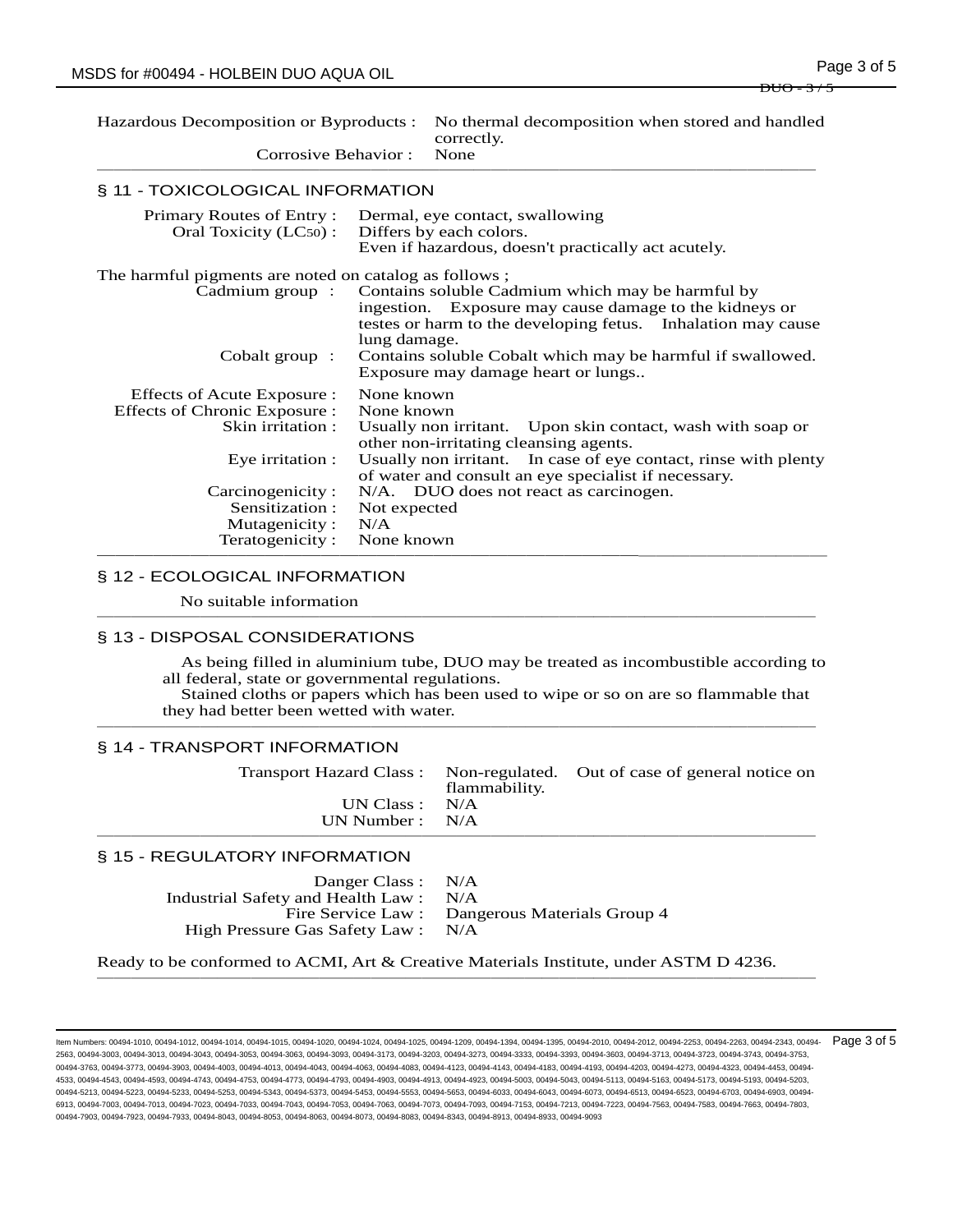Hazardous Decomposition or Byproducts : No thermal decomposition when stored and handled correctly.

Corrosive Behavior : None

## § 11 - TOXICOLOGICAL INFORMATION

Primary Routes of Entry : Dermal, eye contact, swallowing

Oral Toxicity ($LC_{50}$) : Differs by each colors.
Even if hazardous, doesn't practically act acutely.

The harmful pigments are noted on catalog as follows ;

Cadmium group : Contains soluble Cadmium which may be harmful by ingestion. Exposure may cause damage to the kidneys or testes or harm to the developing fetus. Inhalation may cause lung damage.

Cobalt group : Contains soluble Cobalt which may be harmful if swallowed. Exposure may damage heart or lungs..

Effects of Acute Exposure : None known

Effects of Chronic Exposure : None known

Skin irritation : Usually non irritant. Upon skin contact, wash with soap or other non-irritating cleansing agents.

Eye irritation : Usually non irritant. In case of eye contact, rinse with plenty of water and consult an eye specialist if necessary.

Carcinogenicity : N/A. DUO does not react as carcinogen.

Sensitization : Not expected

Mutagenicity : N/A

Teratogenicity : None known

## § 12 - ECOLOGICAL INFORMATION

No suitable information

## § 13 - DISPOSAL CONSIDERATIONS

As being filled in aluminium tube, DUO may be treated as incombustible according to all federal, state or governmental regulations.

Stained cloths or papers which has been used to wipe or so on are so flammable that they had better been wetted with water.

## § 14 - TRANSPORT INFORMATION

Transport Hazard Class : Non-regulated. Out of case of general notice on flammability.

UN Class : N/A

UN Number : N/A

## § 15 - REGULATORY INFORMATION

Danger Class : N/A

Industrial Safety and Health Law : N/A

Fire Service Law : Dangerous Materials Group 4

High Pressure Gas Safety Law : N/A

Ready to be conformed to ACMI, Art & Creative Materials Institute, under ASTM D 4236.

Item Numbers: 00494-1010, 00494-1012, 00494-1014, 00494-1015, 00494-1020, 00494-1024, 00494-1025, 00494-1209, 00494-1394, 00494-1395, 00494-2010, 00494-2012, 00494-2253, 00494-2263, 00494-2343, 00494-2563, 00494-3003, 00494-3013, 00494-3043, 00494-3053, 00494-3063, 00494-3093, 00494-3173, 00494-3203, 00494-3273, 00494-3333, 00494-3393, 00494-3603, 00494-3713, 00494-3723, 00494-3743, 00494-3753, 00494-3763, 00494-3773, 00494-3903, 00494-4003, 00494-4013, 00494-4043, 00494-4063, 00494-4083, 00494-4123, 00494-4143, 00494-4183, 00494-4193, 00494-4203, 00494-4273, 00494-4323, 00494-4453, 00494-4533, 00494-4543, 00494-4593, 00494-4743, 00494-4753, 00494-4773, 00494-4793, 00494-4903, 00494-4913, 00494-4923, 00494-5003, 00494-5043, 00494-5113, 00494-5163, 00494-5173, 00494-5193, 00494-5203, 00494-5213, 00494-5223, 00494-5233, 00494-5253, 00494-5343, 00494-5373, 00494-5453, 00494-5553, 00494-5653, 00494-6033, 00494-6043, 00494-6073, 00494-6513, 00494-6523, 00494-6703, 00494-6903, 00494-6913, 00494-7003, 00494-7013, 00494-7023, 00494-7033, 00494-7043, 00494-7053, 00494-7063, 00494-7073, 00494-7093, 00494-7153, 00494-7213, 00494-7223, 00494-7563, 00494-7583, 00494-7663, 00494-7803, 00494-7903, 00494-7923, 00494-7933, 00494-8043, 00494-8053, 00494-8063, 00494-8073, 00494-8083, 00494-8343, 00494-8913, 00494-8933, 00494-9093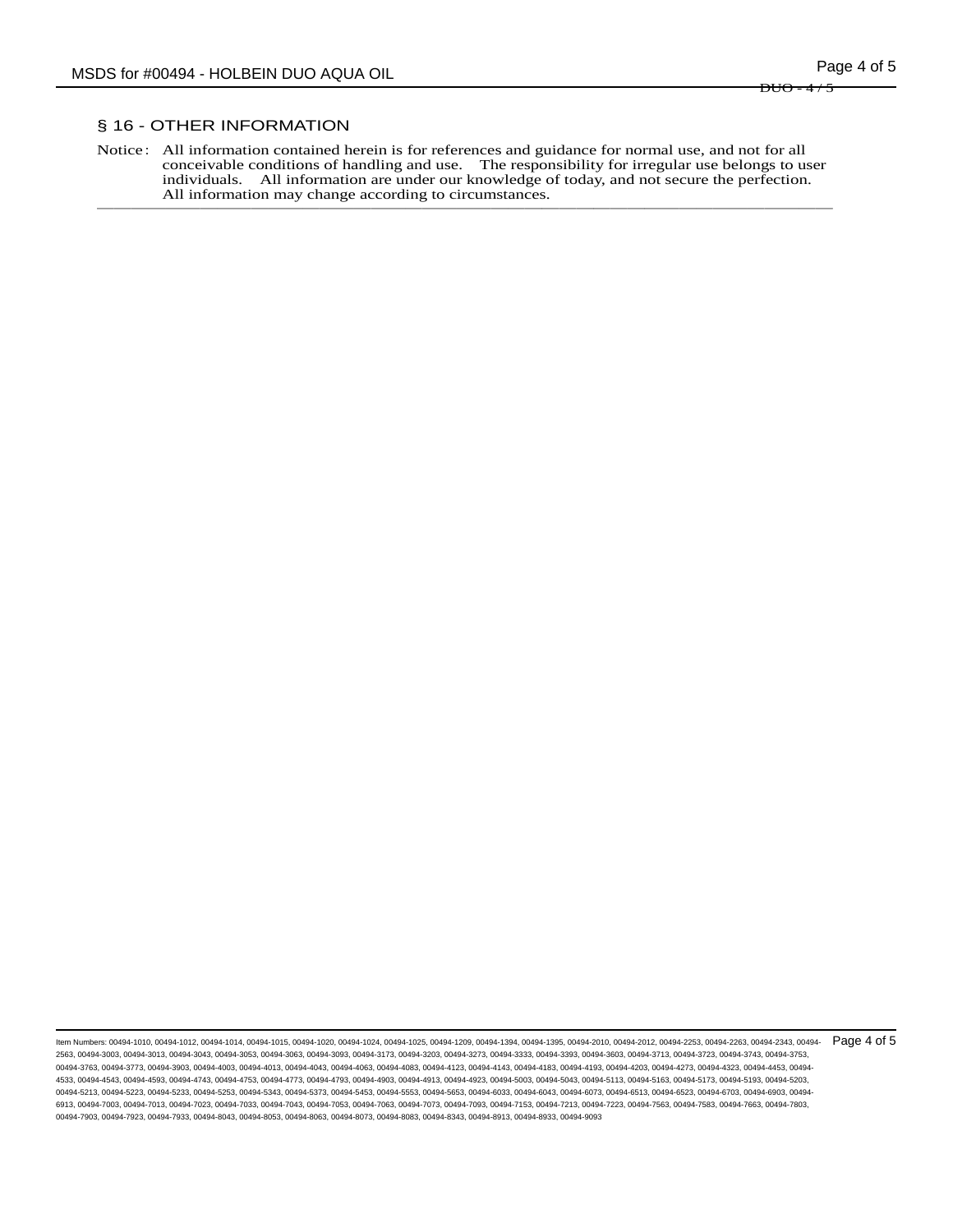## § 16 - OTHER INFORMATION

Notice : All information contained herein is for references and guidance for normal use, and not for all conceivable conditions of handling and use. The responsibility for irregular use belongs to user individuals. All information are under our knowledge of today, and not secure the perfection. All information may change according to circumstances.

Item Numbers: 00494-1010, 00494-1012, 00494-1014, 00494-1015, 00494-1020, 00494-1024, 00494-1025, 00494-1209, 00494-1394, 00494-1395, 00494-2010, 00494-2012, 00494-2253, 00494-2263, 00494-2343, 00494-2563, 00494-3003, 00494-3013, 00494-3043, 00494-3053, 00494-3063, 00494-3093, 00494-3173, 00494-3203, 00494-3273, 00494-3333, 00494-3393, 00494-3603, 00494-3713, 00494-3723, 00494-3743, 00494-3753, 00494-3763, 00494-3773, 00494-3903, 00494-4003, 00494-4013, 00494-4043, 00494-4063, 00494-4083, 00494-4123, 00494-4143, 00494-4183, 00494-4193, 00494-4203, 00494-4273, 00494-4323, 00494-4453, 00494-4533, 00494-4543, 00494-4593, 00494-4743, 00494-4753, 00494-4773, 00494-4793, 00494-4903, 00494-4913, 00494-4923, 00494-5003, 00494-5043, 00494-5113, 00494-5163, 00494-5173, 00494-5193, 00494-5203, 00494-5213, 00494-5223, 00494-5233, 00494-5253, 00494-5343, 00494-5373, 00494-5453, 00494-5553, 00494-5653, 00494-6033, 00494-6043, 00494-6073, 00494-6513, 00494-6523, 00494-6703, 00494-6903, 00494-6913, 00494-7003, 00494-7013, 00494-7023, 00494-7033, 00494-7043, 00494-7053, 00494-7063, 00494-7073, 00494-7093, 00494-7153, 00494-7213, 00494-7223, 00494-7563, 00494-7583, 00494-7663, 00494-7803, 00494-7903, 00494-7923, 00494-7933, 00494-8043, 00494-8053, 00494-8063, 00494-8073, 00494-8083, 00494-8343, 00494-8913, 00494-8933, 00494-9093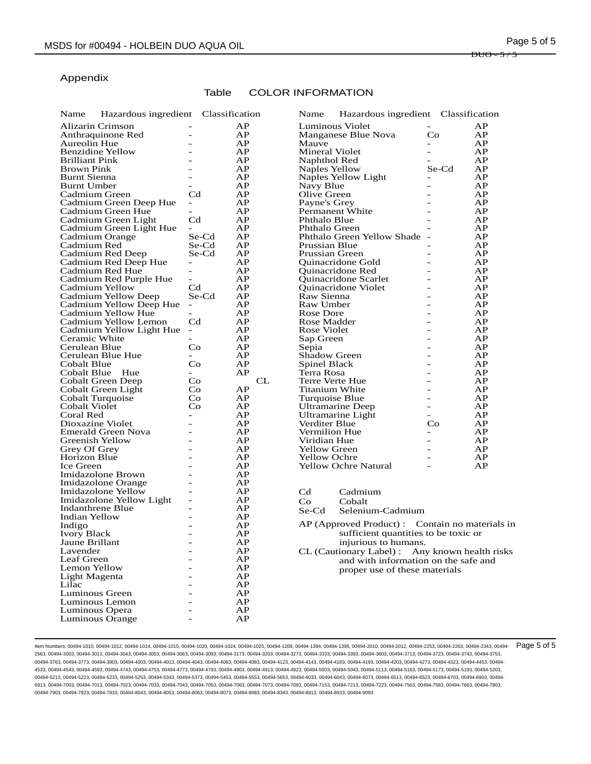## Appendix

### Table COLOR INFORMATION

| Name | Hazardous ingredient | Classification |
|---|---|---|
| Alizarin Crimson | - | AP |
| Anthraquinone Red | - | AP |
| Aureolin Hue | - | AP |
| Benzidine Yellow | - | AP |
| Brilliant Pink | - | AP |
| Brown Pink | - | AP |
| Burnt Sienna | - | AP |
| Burnt Umber | - | AP |
| Cadmium Green | Cd | AP |
| Cadmium Green Deep Hue | - | AP |
| Cadmium Green Hue | - | AP |
| Cadmium Green Light | Cd | AP |
| Cadmium Green Light Hue | - | AP |
| Cadmium Orange | Se-Cd | AP |
| Cadmium Red | Se-Cd | AP |
| Cadmium Red Deep | Se-Cd | AP |
| Cadmium Red Deep Hue | - | AP |
| Cadmium Red Hue | - | AP |
| Cadmium Red Purple Hue | - | AP |
| Cadmium Yellow | Cd | AP |
| Cadmium Yellow Deep | Se-Cd | AP |
| Cadmium Yellow Deep Hue | - | AP |
| Cadmium Yellow Hue | - | AP |
| Cadmium Yellow Lemon | Cd | AP |
| Cadmium Yellow Light Hue | - | AP |
| Ceramic White | - | AP |
| Cerulean Blue | Co | AP |
| Cerulean Blue Hue | - | AP |
| Cobalt Blue | Co | AP |
| Cobalt Blue Hue | - | AP |
| Cobalt Green Deep | Co | CL |
| Cobalt Green Light | Co | AP |
| Cobalt Turquoise | Co | AP |
| Cobalt Violet | Co | AP |
| Coral Red | - | AP |
| Dioxazine Violet | - | AP |
| Emerald Green Nova | - | AP |
| Greenish Yellow | - | AP |
| Grey Of Grey | - | AP |
| Horizon Blue | - | AP |
| Ice Green | - | AP |
| Imidazolone Brown | - | AP |
| Imidazolone Orange | - | AP |
| Imidazolone Yellow | - | AP |
| Imidazolone Yellow Light | - | AP |
| Indanthrene Blue | - | AP |
| Indian Yellow | - | AP |
| Indigo | - | AP |
| Ivory Black | - | AP |
| Jaune Brillant | - | AP |
| Lavender | - | AP |
| Leaf Green | - | AP |
| Lemon Yellow | - | AP |
| Light Magenta | - | AP |
| Lilac | - | AP |
| Luminous Green | - | AP |
| Luminous Lemon | - | AP |
| Luminous Opera | - | AP |
| Luminous Orange | - | AP |
| Luminous Violet | - | AP |
| Manganese Blue Nova | Co | AP |
| Mauve | - | AP |
| Mineral Violet | - | AP |
| Naphthol Red | - | AP |
| Naples Yellow | Se-Cd | AP |
| Naples Yellow Light | - | AP |
| Navy Blue | - | AP |
| Olive Green | - | AP |
| Payne's Grey | - | AP |
| Permanent White | - | AP |
| Phthalo Blue | - | AP |
| Phthalo Green | - | AP |
| Phthalo Green Yellow Shade | - | AP |
| Prussian Blue | - | AP |
| Prussian Green | - | AP |
| Quinacridone Gold | - | AP |
| Quinacridone Red | - | AP |
| Quinacridone Scarlet | - | AP |
| Quinacridone Violet | - | AP |
| Raw Sienna | - | AP |
| Raw Umber | - | AP |
| Rose Dore | - | AP |
| Rose Madder | - | AP |
| Rose Violet | - | AP |
| Sap Green | - | AP |
| Sepia | - | AP |
| Shadow Green | - | AP |
| Spinel Black | - | AP |
| Terra Rosa | - | AP |
| Terre Verte Hue | - | AP |
| Titanium White | - | AP |
| Turquoise Blue | - | AP |
| Ultramarine Deep | - | AP |
| Ultramarine Light | - | AP |
| Verditer Blue | Co | AP |
| Vermilion Hue | - | AP |
| Viridian Hue | - | AP |
| Yellow Green | - | AP |
| Yellow Ochre | - | AP |
| Yellow Ochre Natural | - | AP |

Cd Cadmium
Co Cobalt
Se-Cd Selenium-Cadmium

AP (Approved Product) : Contain no materials in sufficient quantities to be toxic or injurious to humans.

CL (Cautionary Label) : Any known health risks and with information on the safe and proper use of these materials